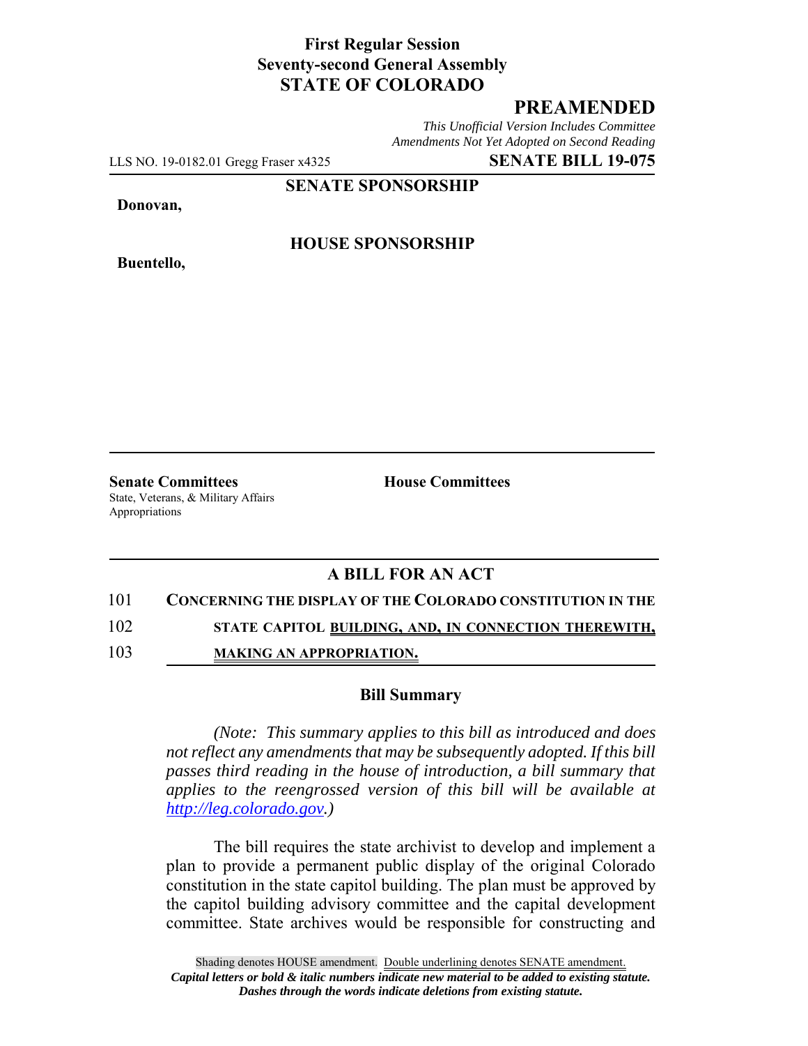**First Regular Session**
**Seventy-second General Assembly**
**STATE OF COLORADO**

## PREAMENDED

*This Unofficial Version Includes Committee Amendments Not Yet Adopted on Second Reading*

LLS NO. 19-0182.01 Gregg Fraser x4325 **SENATE BILL 19-075**

**SENATE SPONSORSHIP**

**Donovan,**

**HOUSE SPONSORSHIP**

**Buentello,**

**Senate Committees**
State, Veterans, & Military Affairs
Appropriations

**House Committees**

## A BILL FOR AN ACT

101 **CONCERNING THE DISPLAY OF THE COLORADO CONSTITUTION IN THE**
102 **STATE CAPITOL BUILDING, AND, IN CONNECTION THEREWITH,**
103 **MAKING AN APPROPRIATION.**

### Bill Summary

*(Note: This summary applies to this bill as introduced and does not reflect any amendments that may be subsequently adopted. If this bill passes third reading in the house of introduction, a bill summary that applies to the reengrossed version of this bill will be available at http://leg.colorado.gov.)*

The bill requires the state archivist to develop and implement a plan to provide a permanent public display of the original Colorado constitution in the state capitol building. The plan must be approved by the capitol building advisory committee and the capital development committee. State archives would be responsible for constructing and

Shading denotes HOUSE amendment. Double underlining denotes SENATE amendment.
***Capital letters or bold & italic numbers indicate new material to be added to existing statute.***
***Dashes through the words indicate deletions from existing statute.***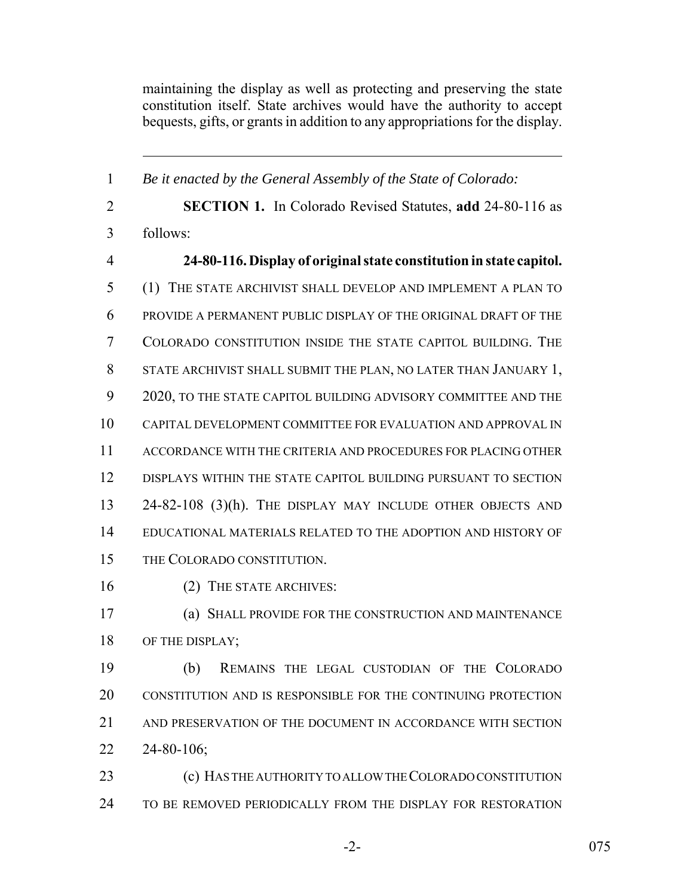maintaining the display as well as protecting and preserving the state constitution itself. State archives would have the authority to accept bequests, gifts, or grants in addition to any appropriations for the display.

---

*Be it enacted by the General Assembly of the State of Colorado:*

**SECTION 1.** In Colorado Revised Statutes, **add** 24-80-116 as follows:

**24-80-116. Display of original state constitution in state capitol.** (1) THE STATE ARCHIVIST SHALL DEVELOP AND IMPLEMENT A PLAN TO PROVIDE A PERMANENT PUBLIC DISPLAY OF THE ORIGINAL DRAFT OF THE COLORADO CONSTITUTION INSIDE THE STATE CAPITOL BUILDING. THE STATE ARCHIVIST SHALL SUBMIT THE PLAN, NO LATER THAN JANUARY 1, 2020, TO THE STATE CAPITOL BUILDING ADVISORY COMMITTEE AND THE CAPITAL DEVELOPMENT COMMITTEE FOR EVALUATION AND APPROVAL IN ACCORDANCE WITH THE CRITERIA AND PROCEDURES FOR PLACING OTHER DISPLAYS WITHIN THE STATE CAPITOL BUILDING PURSUANT TO SECTION 24-82-108 (3)(h). THE DISPLAY MAY INCLUDE OTHER OBJECTS AND EDUCATIONAL MATERIALS RELATED TO THE ADOPTION AND HISTORY OF THE COLORADO CONSTITUTION.

(2) THE STATE ARCHIVES:

(a) SHALL PROVIDE FOR THE CONSTRUCTION AND MAINTENANCE OF THE DISPLAY;

(b) REMAINS THE LEGAL CUSTODIAN OF THE COLORADO CONSTITUTION AND IS RESPONSIBLE FOR THE CONTINUING PROTECTION AND PRESERVATION OF THE DOCUMENT IN ACCORDANCE WITH SECTION 24-80-106;

(c) HAS THE AUTHORITY TO ALLOW THE COLORADO CONSTITUTION TO BE REMOVED PERIODICALLY FROM THE DISPLAY FOR RESTORATION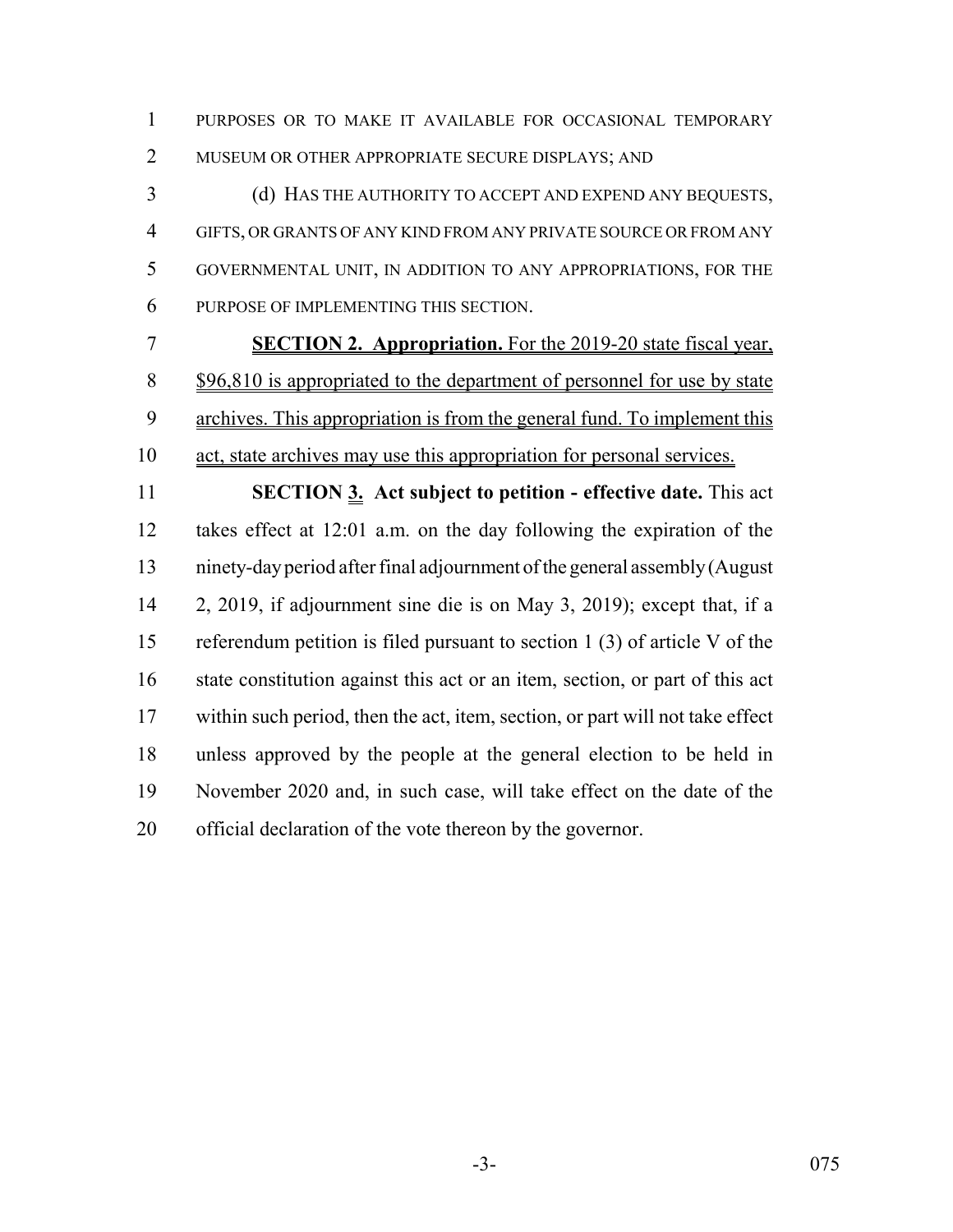PURPOSES OR TO MAKE IT AVAILABLE FOR OCCASIONAL TEMPORARY MUSEUM OR OTHER APPROPRIATE SECURE DISPLAYS; AND

(d) HAS THE AUTHORITY TO ACCEPT AND EXPEND ANY BEQUESTS, GIFTS, OR GRANTS OF ANY KIND FROM ANY PRIVATE SOURCE OR FROM ANY GOVERNMENTAL UNIT, IN ADDITION TO ANY APPROPRIATIONS, FOR THE PURPOSE OF IMPLEMENTING THIS SECTION.

**SECTION 2. Appropriation.** For the 2019-20 state fiscal year, $96,810 is appropriated to the department of personnel for use by state archives. This appropriation is from the general fund. To implement this act, state archives may use this appropriation for personal services.

**SECTION 3. Act subject to petition - effective date.** This act takes effect at 12:01 a.m. on the day following the expiration of the ninety-day period after final adjournment of the general assembly (August 2, 2019, if adjournment sine die is on May 3, 2019); except that, if a referendum petition is filed pursuant to section 1 (3) of article V of the state constitution against this act or an item, section, or part of this act within such period, then the act, item, section, or part will not take effect unless approved by the people at the general election to be held in November 2020 and, in such case, will take effect on the date of the official declaration of the vote thereon by the governor.